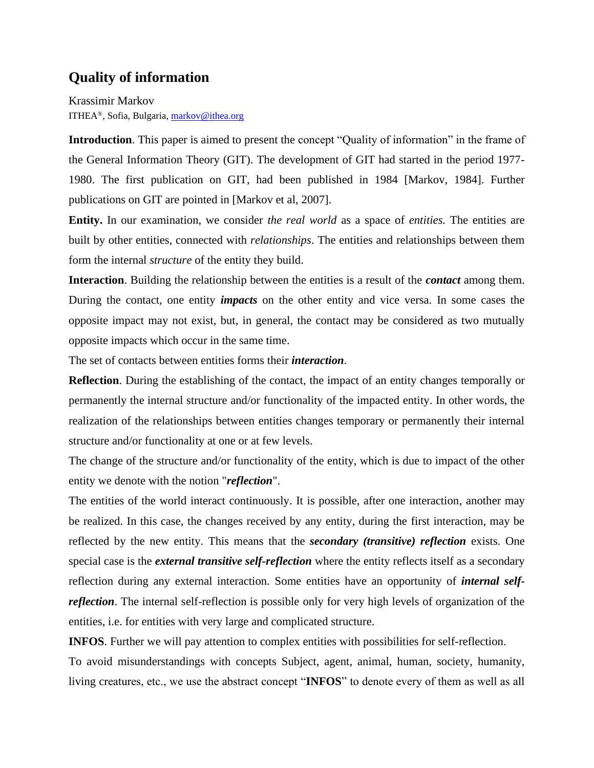# Quality of information

Krassimir Markov

ITHEA®, Sofia, Bulgaria, markov@ithea.org

**Introduction**. This paper is aimed to present the concept "Quality of information" in the frame of the General Information Theory (GIT). The development of GIT had started in the period 1977-1980. The first publication on GIT, had been published in 1984 [Markov, 1984]. Further publications on GIT are pointed in [Markov et al, 2007].

**Entity.** In our examination, we consider *the real world* as a space of *entities.* The entities are built by other entities, connected with *relationships*. The entities and relationships between them form the internal *structure* of the entity they build.

**Interaction**. Building the relationship between the entities is a result of the ***contact*** among them. During the contact, one entity ***impacts*** on the other entity and vice versa. In some cases the opposite impact may not exist, but, in general, the contact may be considered as two mutually opposite impacts which occur in the same time.

The set of contacts between entities forms their ***interaction***.

**Reflection**. During the establishing of the contact, the impact of an entity changes temporally or permanently the internal structure and/or functionality of the impacted entity. In other words, the realization of the relationships between entities changes temporary or permanently their internal structure and/or functionality at one or at few levels.

The change of the structure and/or functionality of the entity, which is due to impact of the other entity we denote with the notion "***reflection***".

The entities of the world interact continuously. It is possible, after one interaction, another may be realized. In this case, the changes received by any entity, during the first interaction, may be reflected by the new entity. This means that the ***secondary (transitive) reflection*** exists. One special case is the ***external transitive self-reflection*** where the entity reflects itself as a secondary reflection during any external interaction. Some entities have an opportunity of ***internal self-reflection***. The internal self-reflection is possible only for very high levels of organization of the entities, i.e. for entities with very large and complicated structure.

**INFOS**. Further we will pay attention to complex entities with possibilities for self-reflection.

To avoid misunderstandings with concepts Subject, agent, animal, human, society, humanity, living creatures, etc., we use the abstract concept "**INFOS**" to denote every of them as well as all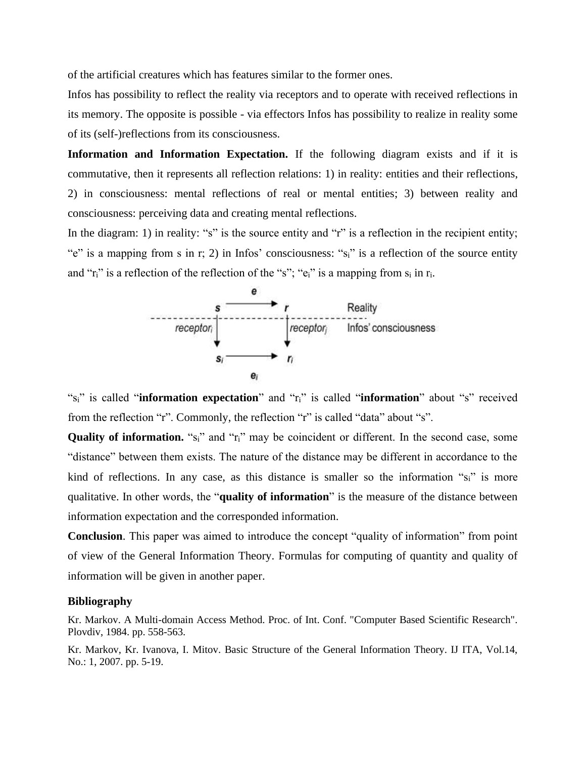of the artificial creatures which has features similar to the former ones.

Infos has possibility to reflect the reality via receptors and to operate with received reflections in its memory. The opposite is possible - via effectors Infos has possibility to realize in reality some of its (self-)reflections from its consciousness.

**Information and Information Expectation.** If the following diagram exists and if it is commutative, then it represents all reflection relations: 1) in reality: entities and their reflections, 2) in consciousness: mental reflections of real or mental entities; 3) between reality and consciousness: perceiving data and creating mental reflections.

In the diagram: 1) in reality: "s" is the source entity and "r" is a reflection in the recipient entity; "e" is a mapping from s in r; 2) in Infos' consciousness: "$s_i$" is a reflection of the source entity and "$r_i$" is a reflection of the reflection of the "s"; "$e_i$" is a mapping from $s_i$ in $r_i$.

e

s r Reality

$receptor_i$ $receptor_j$ Infos' consciousness

$s_i$ $r_i$

$e_i$

"$s_i$" is called "**information expectation**" and "$r_i$" is called "**information**" about "s" received from the reflection "r". Commonly, the reflection "r" is called "data" about "s".

**Quality of information.** "$s_i$" and "$r_i$" may be coincident or different. In the second case, some "distance" between them exists. The nature of the distance may be different in accordance to the kind of reflections. In any case, as this distance is smaller so the information "$s_i$" is more qualitative. In other words, the "**quality of information**" is the measure of the distance between information expectation and the corresponded information.

**Conclusion**. This paper was aimed to introduce the concept "quality of information" from point of view of the General Information Theory. Formulas for computing of quantity and quality of information will be given in another paper.

### Bibliography

Kr. Markov. A Multi-domain Access Method. Proc. of Int. Conf. "Computer Based Scientific Research". Plovdiv, 1984. pp. 558-563.

Kr. Markov, Kr. Ivanova, I. Mitov. Basic Structure of the General Information Theory. IJ ITA, Vol.14, No.: 1, 2007. pp. 5-19.